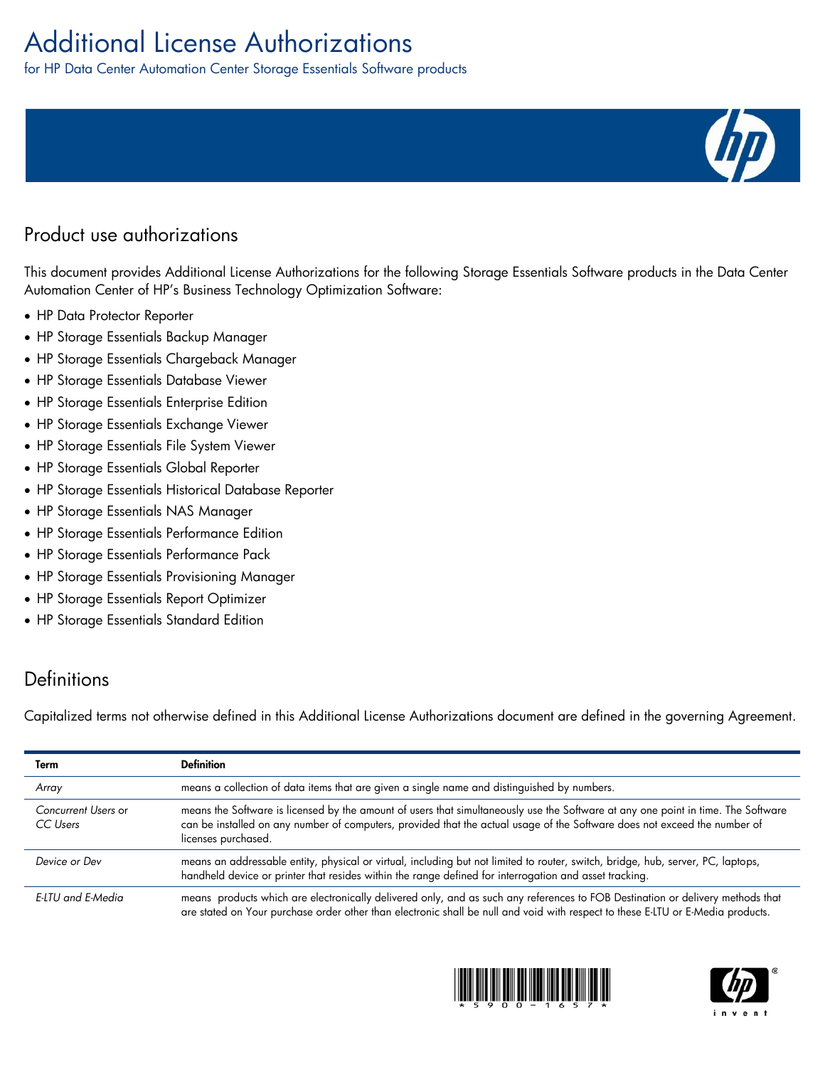# Additional License Authorizations

for HP Data Center Automation Center Storage Essentials Software products

## Product use authorizations

This document provides Additional License Authorizations for the following Storage Essentials Software products in the Data Center Automation Center of HP's Business Technology Optimization Software:

- HP Data Protector Reporter
- HP Storage Essentials Backup Manager
- HP Storage Essentials Chargeback Manager
- HP Storage Essentials Database Viewer
- HP Storage Essentials Enterprise Edition
- HP Storage Essentials Exchange Viewer
- HP Storage Essentials File System Viewer
- HP Storage Essentials Global Reporter
- HP Storage Essentials Historical Database Reporter
- HP Storage Essentials NAS Manager
- HP Storage Essentials Performance Edition
- HP Storage Essentials Performance Pack
- HP Storage Essentials Provisioning Manager
- HP Storage Essentials Report Optimizer
- HP Storage Essentials Standard Edition

## Definitions

Capitalized terms not otherwise defined in this Additional License Authorizations document are defined in the governing Agreement.

| Term | Definition |
| --- | --- |
| *Array* | means a collection of data items that are given a single name and distinguished by numbers. |
| *Concurrent Users or CC Users* | means the Software is licensed by the amount of users that simultaneously use the Software at any one point in time. The Software can be installed on any number of computers, provided that the actual usage of the Software does not exceed the number of licenses purchased. |
| *Device or Dev* | means an addressable entity, physical or virtual, including but not limited to router, switch, bridge, hub, server, PC, laptops, handheld device or printer that resides within the range defined for interrogation and asset tracking. |
| *E-LTU and E-Media* | means products which are electronically delivered only, and as such any references to FOB Destination or delivery methods that are stated on Your purchase order other than electronic shall be null and void with respect to these E-LTU or E-Media products. |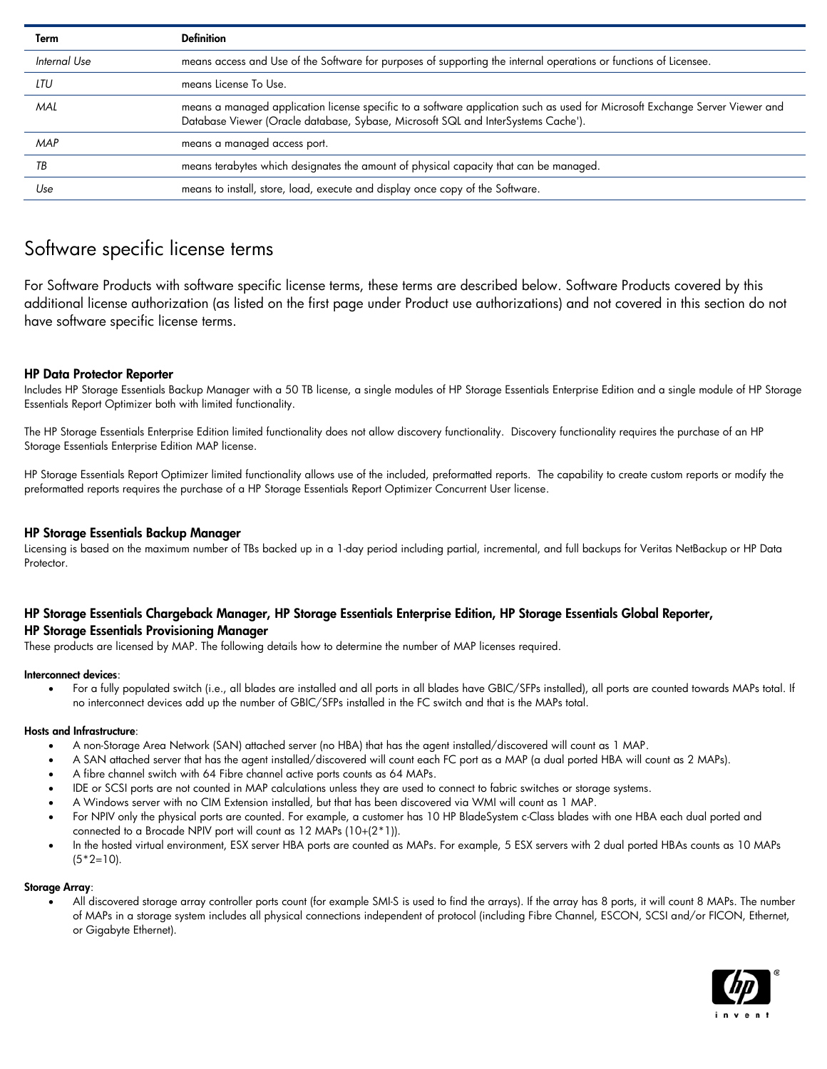| Term | Definition |
|---|---|
| *Internal Use* | means access and Use of the Software for purposes of supporting the internal operations or functions of Licensee. |
| *LTU* | means License To Use. |
| *MAL* | means a managed application license specific to a software application such as used for Microsoft Exchange Server Viewer and Database Viewer (Oracle database, Sybase, Microsoft SQL and InterSystems Cache'). |
| *MAP* | means a managed access port. |
| *TB* | means terabytes which designates the amount of physical capacity that can be managed. |
| *Use* | means to install, store, load, execute and display once copy of the Software. |

## Software specific license terms

For Software Products with software specific license terms, these terms are described below. Software Products covered by this additional license authorization (as listed on the first page under Product use authorizations) and not covered in this section do not have software specific license terms.

### HP Data Protector Reporter

Includes HP Storage Essentials Backup Manager with a 50 TB license, a single modules of HP Storage Essentials Enterprise Edition and a single module of HP Storage Essentials Report Optimizer both with limited functionality.

The HP Storage Essentials Enterprise Edition limited functionality does not allow discovery functionality. Discovery functionality requires the purchase of an HP Storage Essentials Enterprise Edition MAP license.

HP Storage Essentials Report Optimizer limited functionality allows use of the included, preformatted reports. The capability to create custom reports or modify the preformatted reports requires the purchase of a HP Storage Essentials Report Optimizer Concurrent User license.

### HP Storage Essentials Backup Manager

Licensing is based on the maximum number of TBs backed up in a 1-day period including partial, incremental, and full backups for Veritas NetBackup or HP Data Protector.

### HP Storage Essentials Chargeback Manager, HP Storage Essentials Enterprise Edition, HP Storage Essentials Global Reporter, HP Storage Essentials Provisioning Manager

These products are licensed by MAP. The following details how to determine the number of MAP licenses required.

**Interconnect devices**:

- For a fully populated switch (i.e., all blades are installed and all ports in all blades have GBIC/SFPs installed), all ports are counted towards MAPs total. If no interconnect devices add up the number of GBIC/SFPs installed in the FC switch and that is the MAPs total.

**Hosts and Infrastructure**:

- A non-Storage Area Network (SAN) attached server (no HBA) that has the agent installed/discovered will count as 1 MAP.
- A SAN attached server that has the agent installed/discovered will count each FC port as a MAP (a dual ported HBA will count as 2 MAPs).
- A fibre channel switch with 64 Fibre channel active ports counts as 64 MAPs.
- IDE or SCSI ports are not counted in MAP calculations unless they are used to connect to fabric switches or storage systems.
- A Windows server with no CIM Extension installed, but that has been discovered via WMI will count as 1 MAP.
- For NPIV only the physical ports are counted. For example, a customer has 10 HP BladeSystem c-Class blades with one HBA each dual ported and connected to a Brocade NPIV port will count as 12 MAPs (10+(2*1)).
- In the hosted virtual environment, ESX server HBA ports are counted as MAPs. For example, 5 ESX servers with 2 dual ported HBAs counts as 10 MAPs (5*2=10).

**Storage Array**:

- All discovered storage array controller ports count (for example SMI-S is used to find the arrays). If the array has 8 ports, it will count 8 MAPs. The number of MAPs in a storage system includes all physical connections independent of protocol (including Fibre Channel, ESCON, SCSI and/or FICON, Ethernet, or Gigabyte Ethernet).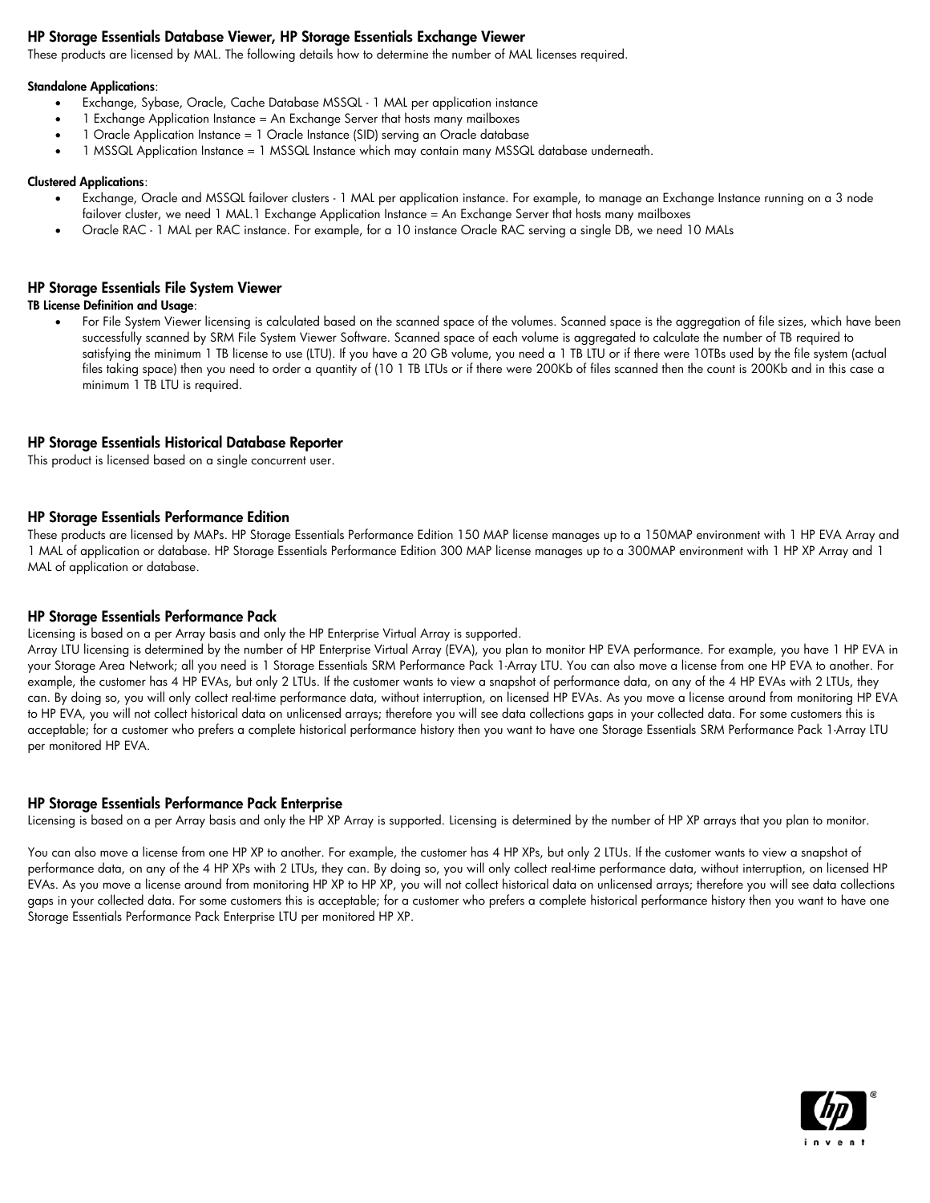## HP Storage Essentials Database Viewer, HP Storage Essentials Exchange Viewer

These products are licensed by MAL. The following details how to determine the number of MAL licenses required.

**Standalone Applications**:

- Exchange, Sybase, Oracle, Cache Database MSSQL - 1 MAL per application instance
- 1 Exchange Application Instance = An Exchange Server that hosts many mailboxes
- 1 Oracle Application Instance = 1 Oracle Instance (SID) serving an Oracle database
- 1 MSSQL Application Instance = 1 MSSQL Instance which may contain many MSSQL database underneath.

**Clustered Applications**:

- Exchange, Oracle and MSSQL failover clusters - 1 MAL per application instance. For example, to manage an Exchange Instance running on a 3 node failover cluster, we need 1 MAL.1 Exchange Application Instance = An Exchange Server that hosts many mailboxes
- Oracle RAC - 1 MAL per RAC instance. For example, for a 10 instance Oracle RAC serving a single DB, we need 10 MALs

## HP Storage Essentials File System Viewer

**TB License Definition and Usage**:

- For File System Viewer licensing is calculated based on the scanned space of the volumes. Scanned space is the aggregation of file sizes, which have been successfully scanned by SRM File System Viewer Software. Scanned space of each volume is aggregated to calculate the number of TB required to satisfying the minimum 1 TB license to use (LTU). If you have a 20 GB volume, you need a 1 TB LTU or if there were 10TBs used by the file system (actual files taking space) then you need to order a quantity of (10 1 TB LTUs or if there were 200Kb of files scanned then the count is 200Kb and in this case a minimum 1 TB LTU is required.

## HP Storage Essentials Historical Database Reporter

This product is licensed based on a single concurrent user.

## HP Storage Essentials Performance Edition

These products are licensed by MAPs. HP Storage Essentials Performance Edition 150 MAP license manages up to a 150MAP environment with 1 HP EVA Array and 1 MAL of application or database. HP Storage Essentials Performance Edition 300 MAP license manages up to a 300MAP environment with 1 HP XP Array and 1 MAL of application or database.

## HP Storage Essentials Performance Pack

Licensing is based on a per Array basis and only the HP Enterprise Virtual Array is supported.

Array LTU licensing is determined by the number of HP Enterprise Virtual Array (EVA), you plan to monitor HP EVA performance. For example, you have 1 HP EVA in your Storage Area Network; all you need is 1 Storage Essentials SRM Performance Pack 1-Array LTU. You can also move a license from one HP EVA to another. For example, the customer has 4 HP EVAs, but only 2 LTUs. If the customer wants to view a snapshot of performance data, on any of the 4 HP EVAs with 2 LTUs, they can. By doing so, you will only collect real-time performance data, without interruption, on licensed HP EVAs. As you move a license around from monitoring HP EVA to HP EVA, you will not collect historical data on unlicensed arrays; therefore you will see data collections gaps in your collected data. For some customers this is acceptable; for a customer who prefers a complete historical performance history then you want to have one Storage Essentials SRM Performance Pack 1-Array LTU per monitored HP EVA.

## HP Storage Essentials Performance Pack Enterprise

Licensing is based on a per Array basis and only the HP XP Array is supported. Licensing is determined by the number of HP XP arrays that you plan to monitor.

You can also move a license from one HP XP to another. For example, the customer has 4 HP XPs, but only 2 LTUs. If the customer wants to view a snapshot of performance data, on any of the 4 HP XPs with 2 LTUs, they can. By doing so, you will only collect real-time performance data, without interruption, on licensed HP EVAs. As you move a license around from monitoring HP XP to HP XP, you will not collect historical data on unlicensed arrays; therefore you will see data collections gaps in your collected data. For some customers this is acceptable; for a customer who prefers a complete historical performance history then you want to have one Storage Essentials Performance Pack Enterprise LTU per monitored HP XP.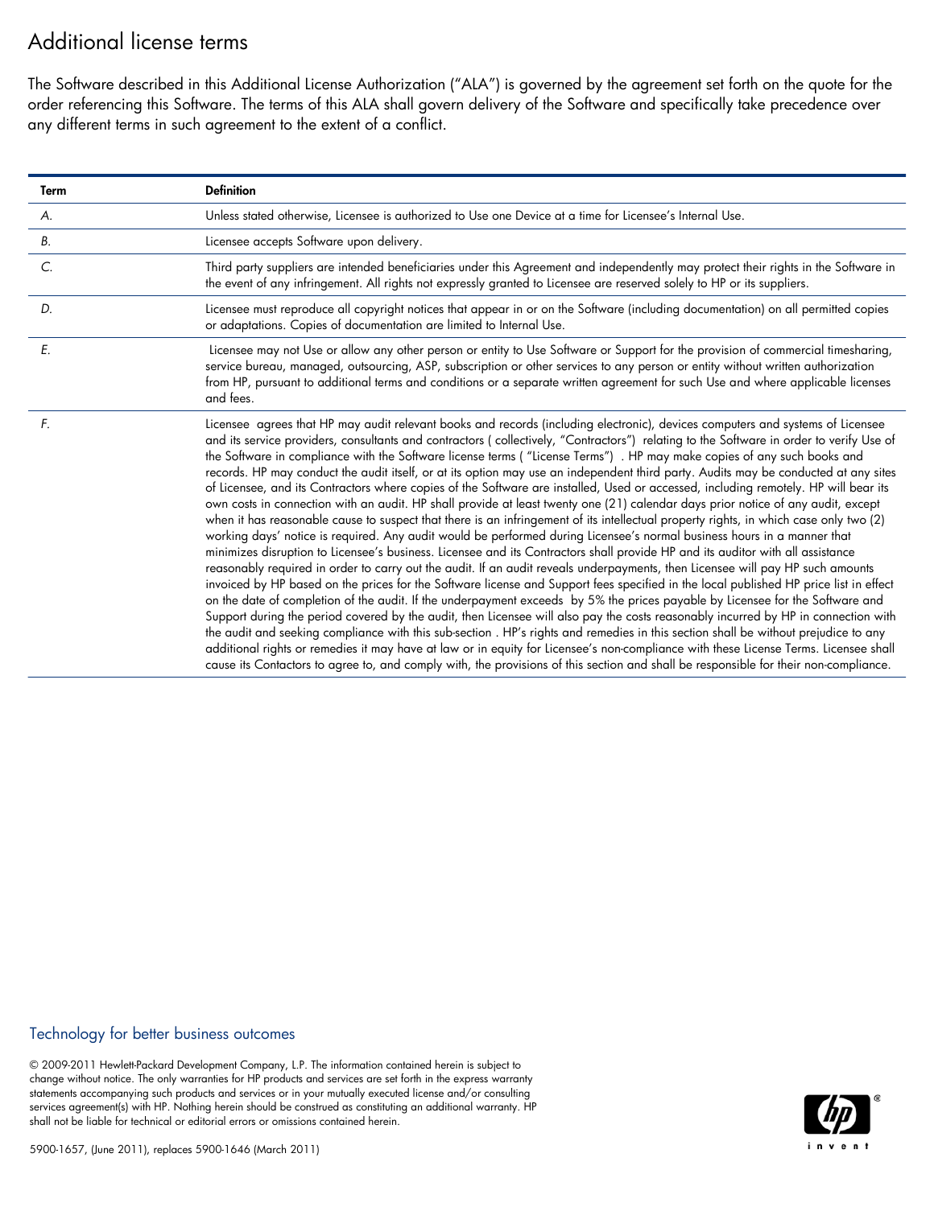# Additional license terms

The Software described in this Additional License Authorization ("ALA") is governed by the agreement set forth on the quote for the order referencing this Software. The terms of this ALA shall govern delivery of the Software and specifically take precedence over any different terms in such agreement to the extent of a conflict.

| Term | Definition |
|---|---|
| *A.* | Unless stated otherwise, Licensee is authorized to Use one Device at a time for Licensee's Internal Use. |
| *B.* | Licensee accepts Software upon delivery. |
| *C.* | Third party suppliers are intended beneficiaries under this Agreement and independently may protect their rights in the Software in the event of any infringement. All rights not expressly granted to Licensee are reserved solely to HP or its suppliers. |
| *D.* | Licensee must reproduce all copyright notices that appear in or on the Software (including documentation) on all permitted copies or adaptations. Copies of documentation are limited to Internal Use. |
| *E.* | Licensee may not Use or allow any other person or entity to Use Software or Support for the provision of commercial timesharing, service bureau, managed, outsourcing, ASP, subscription or other services to any person or entity without written authorization from HP, pursuant to additional terms and conditions or a separate written agreement for such Use and where applicable licenses and fees. |
| *F.* | Licensee agrees that HP may audit relevant books and records (including electronic), devices computers and systems of Licensee and its service providers, consultants and contractors ( collectively, "Contractors") relating to the Software in order to verify Use of the Software in compliance with the Software license terms ( "License Terms") . HP may make copies of any such books and records. HP may conduct the audit itself, or at its option may use an independent third party. Audits may be conducted at any sites of Licensee, and its Contractors where copies of the Software are installed, Used or accessed, including remotely. HP will bear its own costs in connection with an audit. HP shall provide at least twenty one (21) calendar days prior notice of any audit, except when it has reasonable cause to suspect that there is an infringement of its intellectual property rights, in which case only two (2) working days' notice is required. Any audit would be performed during Licensee's normal business hours in a manner that minimizes disruption to Licensee's business. Licensee and its Contractors shall provide HP and its auditor with all assistance reasonably required in order to carry out the audit. If an audit reveals underpayments, then Licensee will pay HP such amounts invoiced by HP based on the prices for the Software license and Support fees specified in the local published HP price list in effect on the date of completion of the audit. If the underpayment exceeds by 5% the prices payable by Licensee for the Software and Support during the period covered by the audit, then Licensee will also pay the costs reasonably incurred by HP in connection with the audit and seeking compliance with this sub-section . HP's rights and remedies in this section shall be without prejudice to any additional rights or remedies it may have at law or in equity for Licensee's non-compliance with these License Terms. Licensee shall cause its Contactors to agree to, and comply with, the provisions of this section and shall be responsible for their non-compliance. |

Technology for better business outcomes

© 2009-2011 Hewlett-Packard Development Company, L.P. The information contained herein is subject to change without notice. The only warranties for HP products and services are set forth in the express warranty statements accompanying such products and services or in your mutually executed license and/or consulting services agreement(s) with HP. Nothing herein should be construed as constituting an additional warranty. HP shall not be liable for technical or editorial errors or omissions contained herein.

5900-1657, (June 2011), replaces 5900-1646 (March 2011)